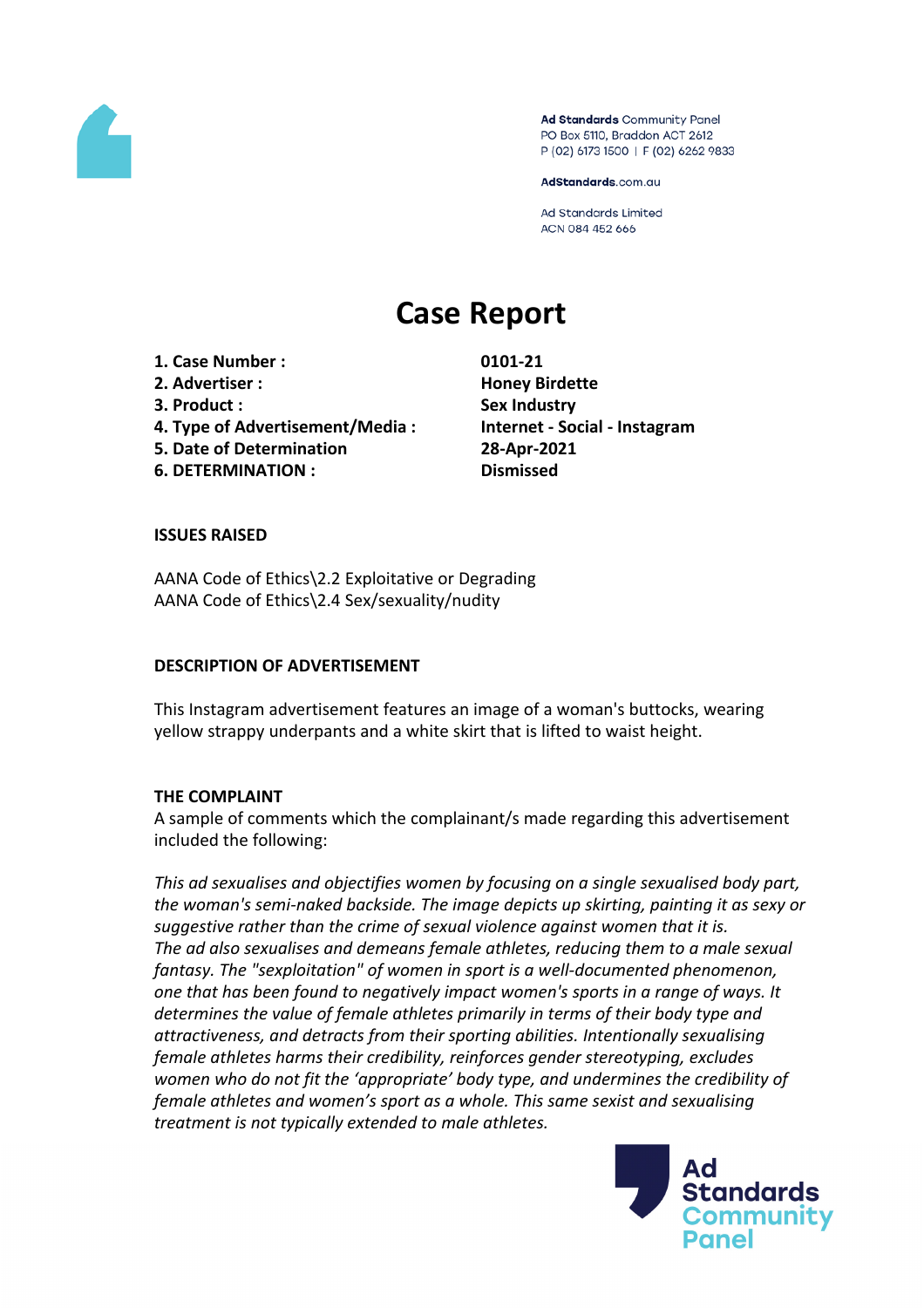Ad Standards Community Panel
PO Box 5110, Braddon ACT 2612
P (02) 6173 1500 | F (02) 6262 9833

AdStandards.com.au

Ad Standards Limited
ACN 084 452 666

# Case Report

| | |
|---|---|
| **1. Case Number :** | **0101-21** |
| **2. Advertiser :** | **Honey Birdette** |
| **3. Product :** | **Sex Industry** |
| **4. Type of Advertisement/Media :** | **Internet - Social - Instagram** |
| **5. Date of Determination** | **28-Apr-2021** |
| **6. DETERMINATION :** | **Dismissed** |

**ISSUES RAISED**

AANA Code of Ethics\2.2 Exploitative or Degrading
AANA Code of Ethics\2.4 Sex/sexuality/nudity

**DESCRIPTION OF ADVERTISEMENT**

This Instagram advertisement features an image of a woman's buttocks, wearing yellow strappy underpants and a white skirt that is lifted to waist height.

**THE COMPLAINT**

A sample of comments which the complainant/s made regarding this advertisement included the following:

*This ad sexualises and objectifies women by focusing on a single sexualised body part, the woman's semi-naked backside. The image depicts up skirting, painting it as sexy or suggestive rather than the crime of sexual violence against women that it is.*
*The ad also sexualises and demeans female athletes, reducing them to a male sexual fantasy. The "sexploitation" of women in sport is a well-documented phenomenon, one that has been found to negatively impact women's sports in a range of ways. It determines the value of female athletes primarily in terms of their body type and attractiveness, and detracts from their sporting abilities. Intentionally sexualising female athletes harms their credibility, reinforces gender stereotyping, excludes women who do not fit the 'appropriate' body type, and undermines the credibility of female athletes and women's sport as a whole. This same sexist and sexualising treatment is not typically extended to male athletes.*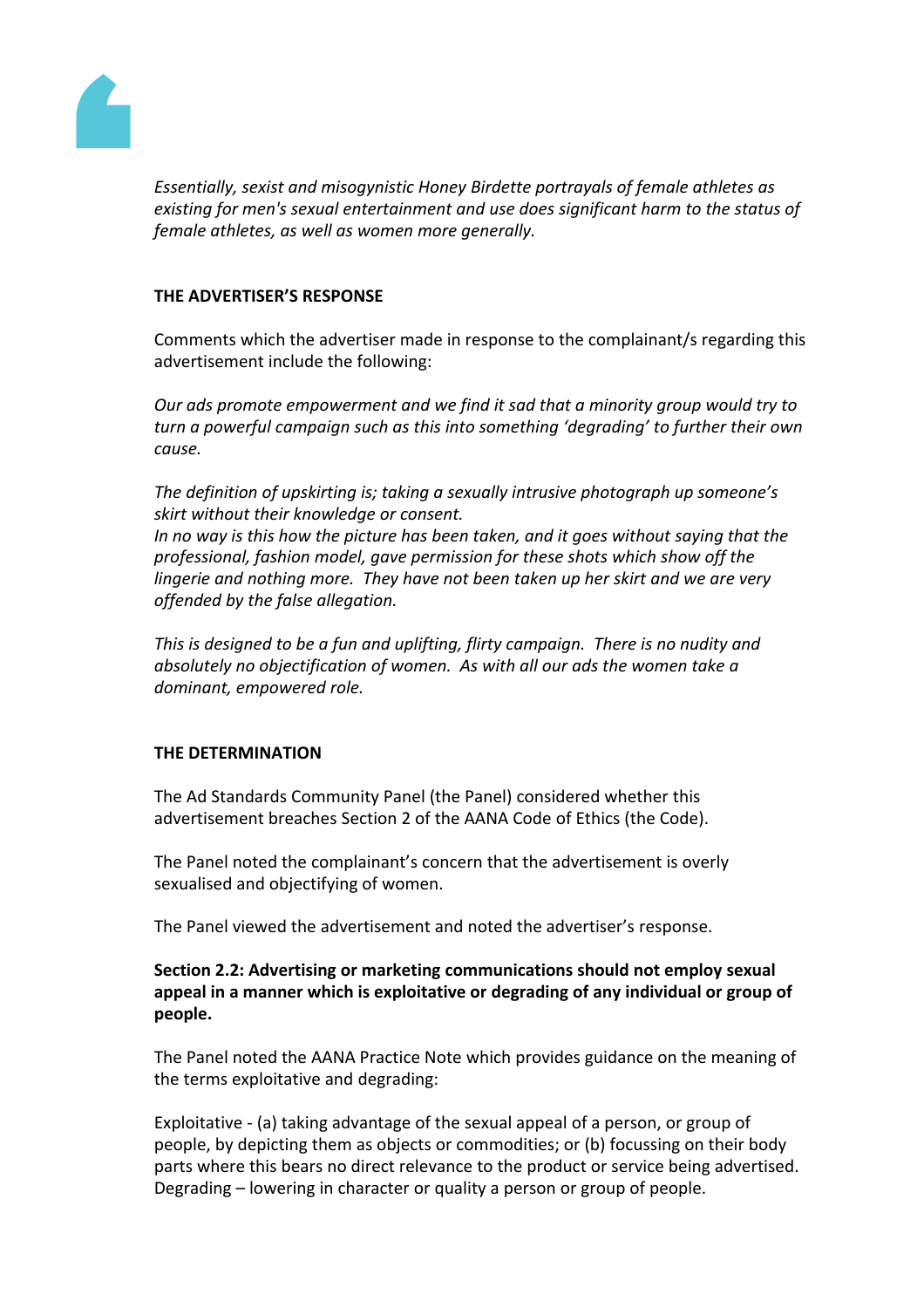*Essentially, sexist and misogynistic Honey Birdette portrayals of female athletes as existing for men's sexual entertainment and use does significant harm to the status of female athletes, as well as women more generally.*

**THE ADVERTISER'S RESPONSE**

Comments which the advertiser made in response to the complainant/s regarding this advertisement include the following:

*Our ads promote empowerment and we find it sad that a minority group would try to turn a powerful campaign such as this into something 'degrading' to further their own cause.*

*The definition of upskirting is; taking a sexually intrusive photograph up someone's skirt without their knowledge or consent.*
*In no way is this how the picture has been taken, and it goes without saying that the professional, fashion model, gave permission for these shots which show off the lingerie and nothing more. They have not been taken up her skirt and we are very offended by the false allegation.*

*This is designed to be a fun and uplifting, flirty campaign. There is no nudity and absolutely no objectification of women. As with all our ads the women take a dominant, empowered role.*

**THE DETERMINATION**

The Ad Standards Community Panel (the Panel) considered whether this advertisement breaches Section 2 of the AANA Code of Ethics (the Code).

The Panel noted the complainant's concern that the advertisement is overly sexualised and objectifying of women.

The Panel viewed the advertisement and noted the advertiser's response.

**Section 2.2: Advertising or marketing communications should not employ sexual appeal in a manner which is exploitative or degrading of any individual or group of people.**

The Panel noted the AANA Practice Note which provides guidance on the meaning of the terms exploitative and degrading:

Exploitative - (a) taking advantage of the sexual appeal of a person, or group of people, by depicting them as objects or commodities; or (b) focussing on their body parts where this bears no direct relevance to the product or service being advertised.
Degrading – lowering in character or quality a person or group of people.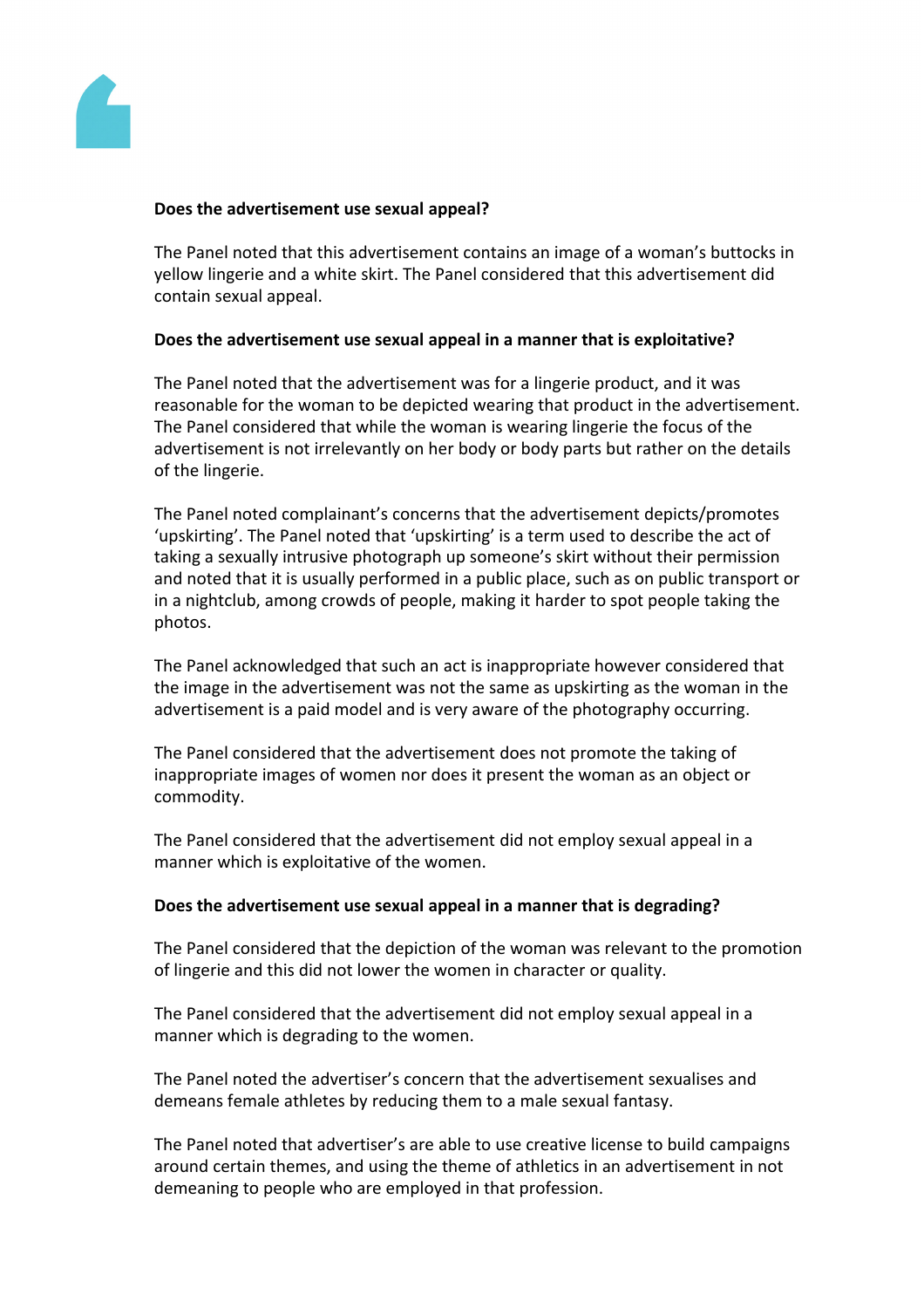**Does the advertisement use sexual appeal?**

The Panel noted that this advertisement contains an image of a woman's buttocks in yellow lingerie and a white skirt. The Panel considered that this advertisement did contain sexual appeal.

**Does the advertisement use sexual appeal in a manner that is exploitative?**

The Panel noted that the advertisement was for a lingerie product, and it was reasonable for the woman to be depicted wearing that product in the advertisement. The Panel considered that while the woman is wearing lingerie the focus of the advertisement is not irrelevantly on her body or body parts but rather on the details of the lingerie.

The Panel noted complainant's concerns that the advertisement depicts/promotes 'upskirting'. The Panel noted that 'upskirting' is a term used to describe the act of taking a sexually intrusive photograph up someone's skirt without their permission and noted that it is usually performed in a public place, such as on public transport or in a nightclub, among crowds of people, making it harder to spot people taking the photos.

The Panel acknowledged that such an act is inappropriate however considered that the image in the advertisement was not the same as upskirting as the woman in the advertisement is a paid model and is very aware of the photography occurring.

The Panel considered that the advertisement does not promote the taking of inappropriate images of women nor does it present the woman as an object or commodity.

The Panel considered that the advertisement did not employ sexual appeal in a manner which is exploitative of the women.

**Does the advertisement use sexual appeal in a manner that is degrading?**

The Panel considered that the depiction of the woman was relevant to the promotion of lingerie and this did not lower the women in character or quality.

The Panel considered that the advertisement did not employ sexual appeal in a manner which is degrading to the women.

The Panel noted the advertiser's concern that the advertisement sexualises and demeans female athletes by reducing them to a male sexual fantasy.

The Panel noted that advertiser's are able to use creative license to build campaigns around certain themes, and using the theme of athletics in an advertisement in not demeaning to people who are employed in that profession.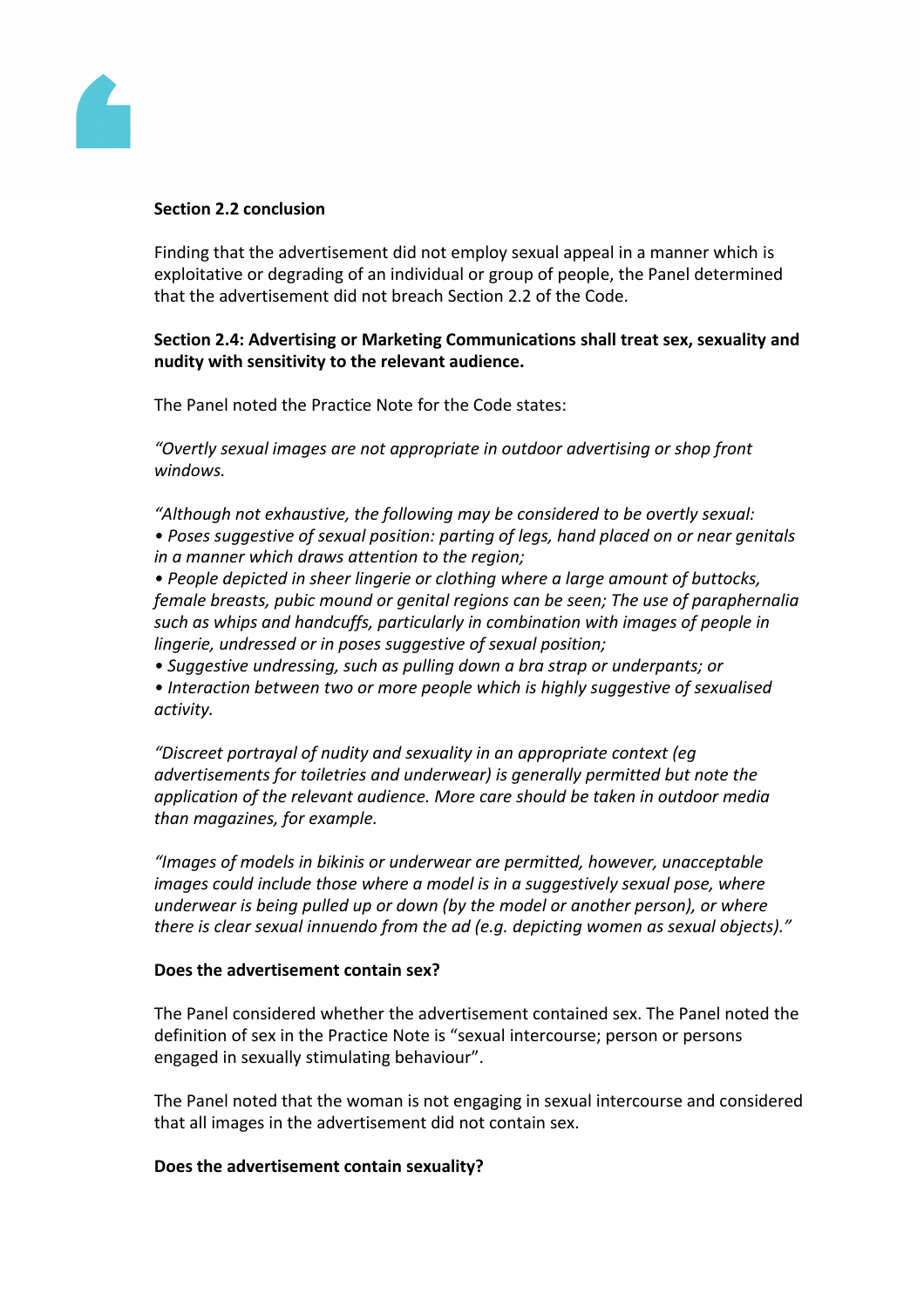**Section 2.2 conclusion**

Finding that the advertisement did not employ sexual appeal in a manner which is exploitative or degrading of an individual or group of people, the Panel determined that the advertisement did not breach Section 2.2 of the Code.

**Section 2.4: Advertising or Marketing Communications shall treat sex, sexuality and nudity with sensitivity to the relevant audience.**

The Panel noted the Practice Note for the Code states:

*"Overtly sexual images are not appropriate in outdoor advertising or shop front windows.*

*"Although not exhaustive, the following may be considered to be overtly sexual:*
*• Poses suggestive of sexual position: parting of legs, hand placed on or near genitals in a manner which draws attention to the region;*
*• People depicted in sheer lingerie or clothing where a large amount of buttocks, female breasts, pubic mound or genital regions can be seen; The use of paraphernalia such as whips and handcuffs, particularly in combination with images of people in lingerie, undressed or in poses suggestive of sexual position;*
*• Suggestive undressing, such as pulling down a bra strap or underpants; or*
*• Interaction between two or more people which is highly suggestive of sexualised activity.*

*"Discreet portrayal of nudity and sexuality in an appropriate context (eg advertisements for toiletries and underwear) is generally permitted but note the application of the relevant audience. More care should be taken in outdoor media than magazines, for example.*

*"Images of models in bikinis or underwear are permitted, however, unacceptable images could include those where a model is in a suggestively sexual pose, where underwear is being pulled up or down (by the model or another person), or where there is clear sexual innuendo from the ad (e.g. depicting women as sexual objects)."*

**Does the advertisement contain sex?**

The Panel considered whether the advertisement contained sex. The Panel noted the definition of sex in the Practice Note is "sexual intercourse; person or persons engaged in sexually stimulating behaviour".

The Panel noted that the woman is not engaging in sexual intercourse and considered that all images in the advertisement did not contain sex.

**Does the advertisement contain sexuality?**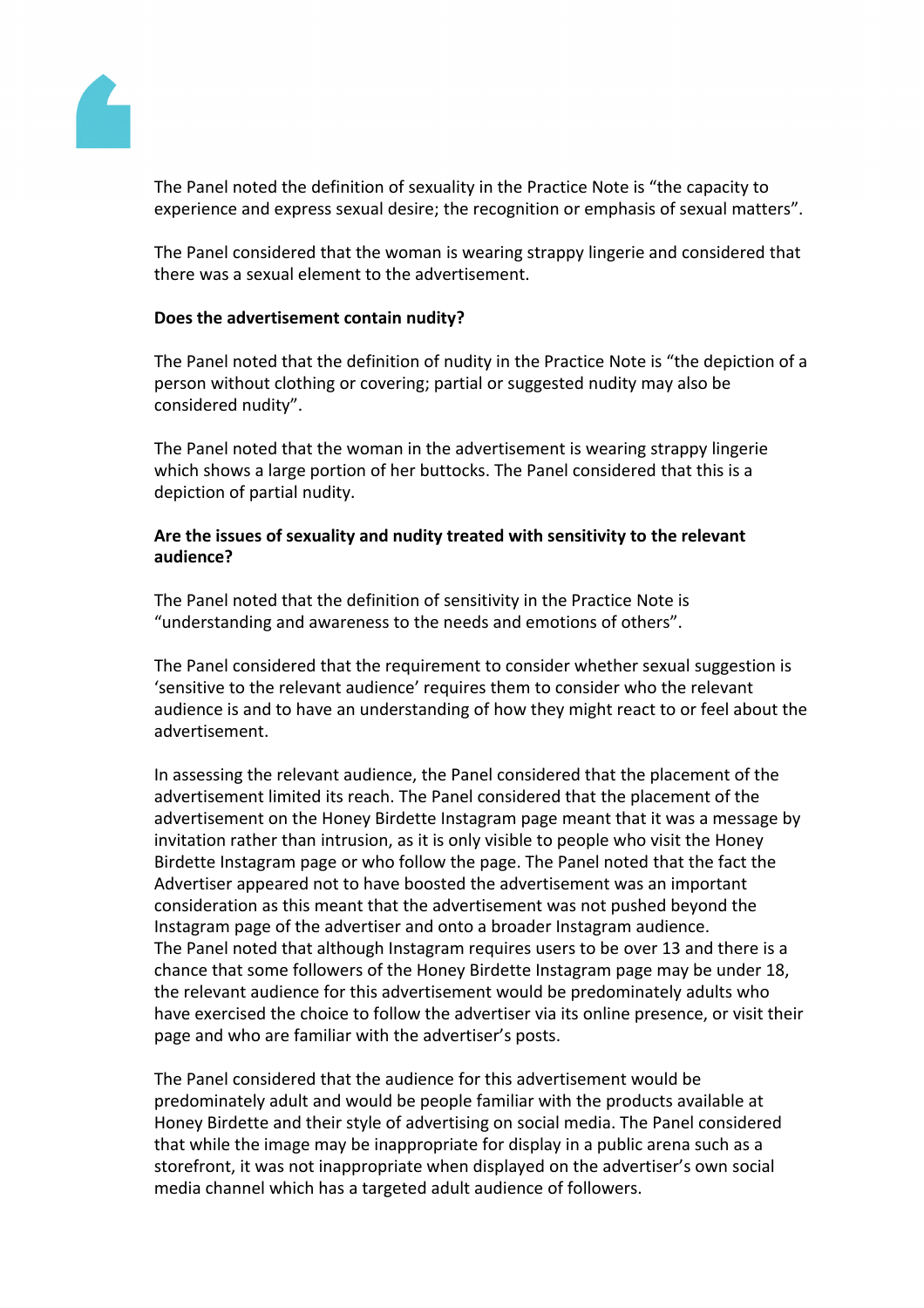The Panel noted the definition of sexuality in the Practice Note is "the capacity to experience and express sexual desire; the recognition or emphasis of sexual matters".

The Panel considered that the woman is wearing strappy lingerie and considered that there was a sexual element to the advertisement.

**Does the advertisement contain nudity?**

The Panel noted that the definition of nudity in the Practice Note is "the depiction of a person without clothing or covering; partial or suggested nudity may also be considered nudity".

The Panel noted that the woman in the advertisement is wearing strappy lingerie which shows a large portion of her buttocks. The Panel considered that this is a depiction of partial nudity.

**Are the issues of sexuality and nudity treated with sensitivity to the relevant audience?**

The Panel noted that the definition of sensitivity in the Practice Note is "understanding and awareness to the needs and emotions of others".

The Panel considered that the requirement to consider whether sexual suggestion is 'sensitive to the relevant audience' requires them to consider who the relevant audience is and to have an understanding of how they might react to or feel about the advertisement.

In assessing the relevant audience, the Panel considered that the placement of the advertisement limited its reach. The Panel considered that the placement of the advertisement on the Honey Birdette Instagram page meant that it was a message by invitation rather than intrusion, as it is only visible to people who visit the Honey Birdette Instagram page or who follow the page. The Panel noted that the fact the Advertiser appeared not to have boosted the advertisement was an important consideration as this meant that the advertisement was not pushed beyond the Instagram page of the advertiser and onto a broader Instagram audience.
The Panel noted that although Instagram requires users to be over 13 and there is a chance that some followers of the Honey Birdette Instagram page may be under 18, the relevant audience for this advertisement would be predominately adults who have exercised the choice to follow the advertiser via its online presence, or visit their page and who are familiar with the advertiser's posts.

The Panel considered that the audience for this advertisement would be predominately adult and would be people familiar with the products available at Honey Birdette and their style of advertising on social media. The Panel considered that while the image may be inappropriate for display in a public arena such as a storefront, it was not inappropriate when displayed on the advertiser's own social media channel which has a targeted adult audience of followers.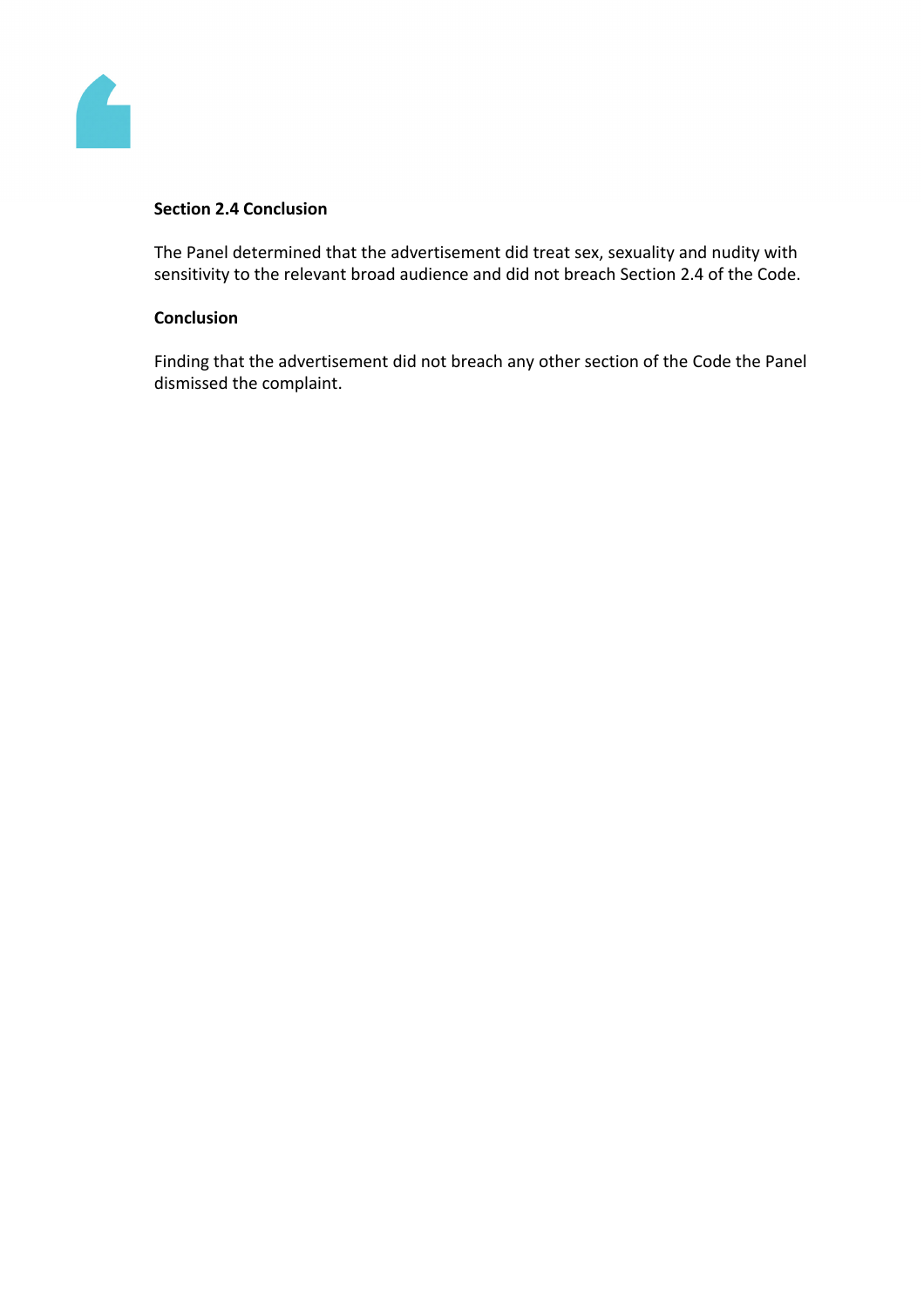**Section 2.4 Conclusion**

The Panel determined that the advertisement did treat sex, sexuality and nudity with sensitivity to the relevant broad audience and did not breach Section 2.4 of the Code.

**Conclusion**

Finding that the advertisement did not breach any other section of the Code the Panel dismissed the complaint.